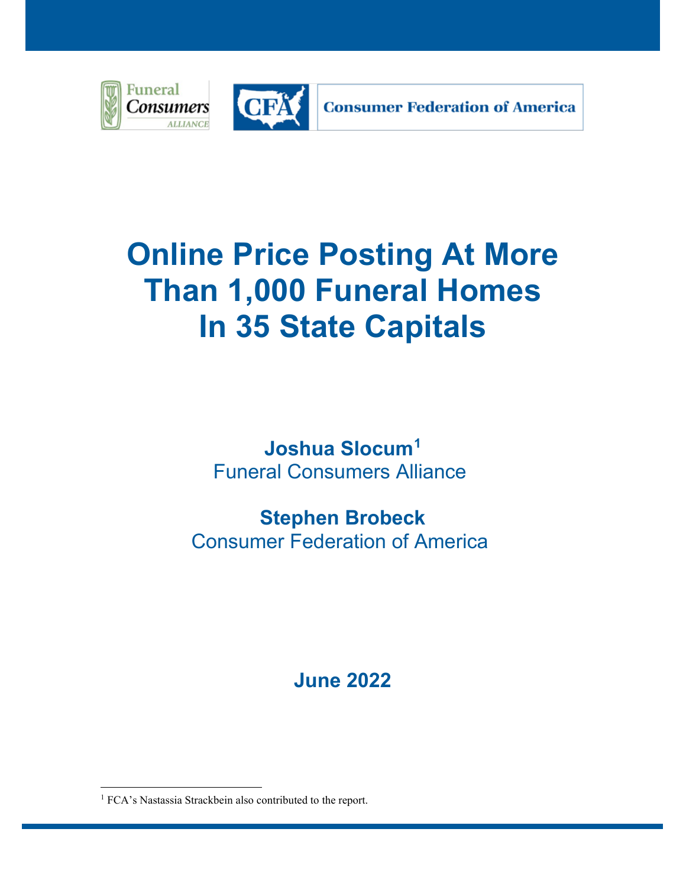Funeral Consumers Alliance

CFA Consumer Federation of America

# Online Price Posting At More Than 1,000 Funeral Homes In 35 State Capitals

**Joshua Slocum**[1]
Funeral Consumers Alliance

**Stephen Brobeck**
Consumer Federation of America

**June 2022**

[1] FCA's Nastassia Strackbein also contributed to the report.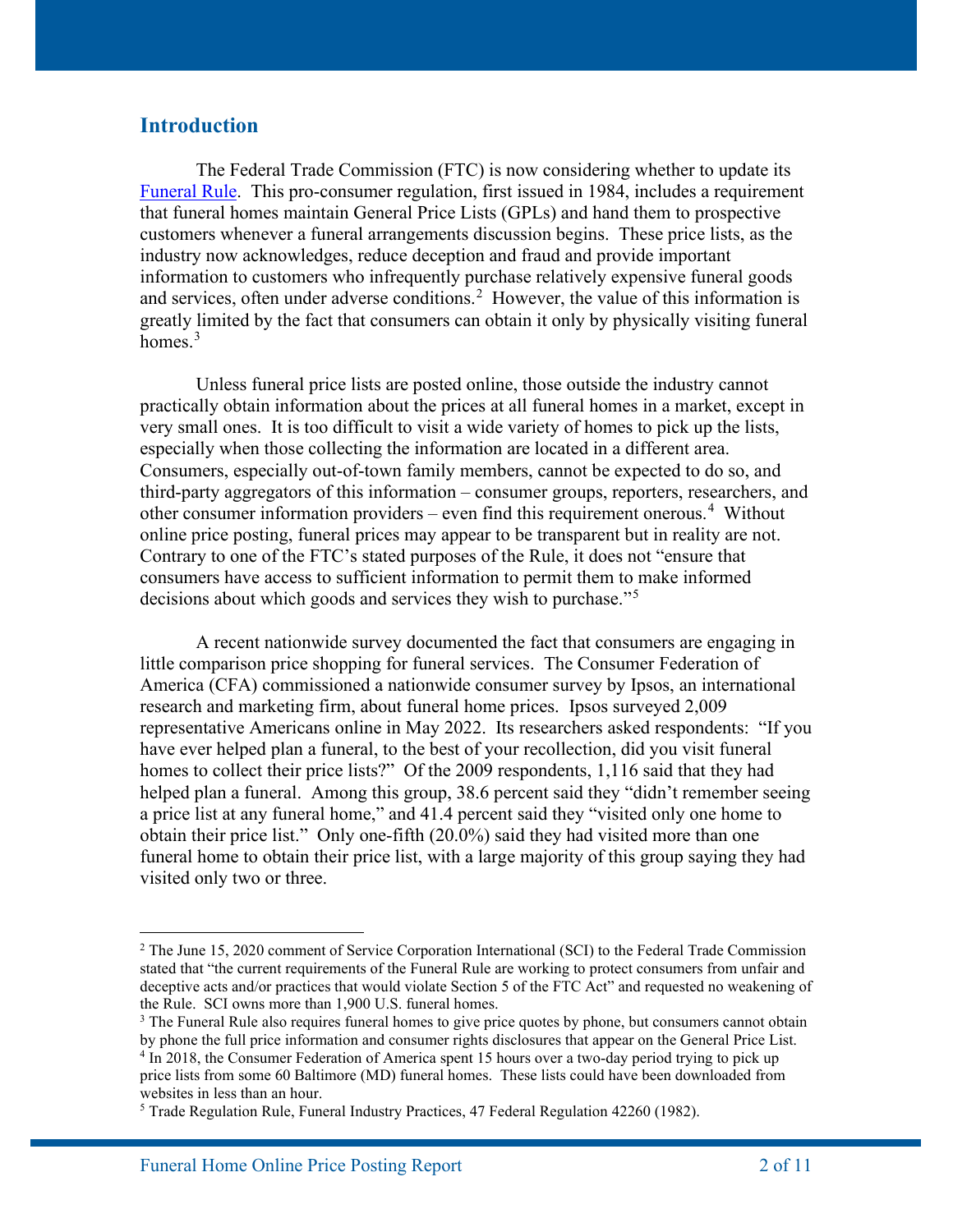## Introduction

The Federal Trade Commission (FTC) is now considering whether to update its Funeral Rule. This pro-consumer regulation, first issued in 1984, includes a requirement that funeral homes maintain General Price Lists (GPLs) and hand them to prospective customers whenever a funeral arrangements discussion begins. These price lists, as the industry now acknowledges, reduce deception and fraud and provide important information to customers who infrequently purchase relatively expensive funeral goods and services, often under adverse conditions.[2] However, the value of this information is greatly limited by the fact that consumers can obtain it only by physically visiting funeral homes.[3]

Unless funeral price lists are posted online, those outside the industry cannot practically obtain information about the prices at all funeral homes in a market, except in very small ones. It is too difficult to visit a wide variety of homes to pick up the lists, especially when those collecting the information are located in a different area. Consumers, especially out-of-town family members, cannot be expected to do so, and third-party aggregators of this information – consumer groups, reporters, researchers, and other consumer information providers – even find this requirement onerous.[4] Without online price posting, funeral prices may appear to be transparent but in reality are not. Contrary to one of the FTC's stated purposes of the Rule, it does not "ensure that consumers have access to sufficient information to permit them to make informed decisions about which goods and services they wish to purchase."[5]

A recent nationwide survey documented the fact that consumers are engaging in little comparison price shopping for funeral services. The Consumer Federation of America (CFA) commissioned a nationwide consumer survey by Ipsos, an international research and marketing firm, about funeral home prices. Ipsos surveyed 2,009 representative Americans online in May 2022. Its researchers asked respondents: "If you have ever helped plan a funeral, to the best of your recollection, did you visit funeral homes to collect their price lists?" Of the 2009 respondents, 1,116 said that they had helped plan a funeral. Among this group, 38.6 percent said they "didn't remember seeing a price list at any funeral home," and 41.4 percent said they "visited only one home to obtain their price list." Only one-fifth (20.0%) said they had visited more than one funeral home to obtain their price list, with a large majority of this group saying they had visited only two or three.

---

[2] The June 15, 2020 comment of Service Corporation International (SCI) to the Federal Trade Commission stated that "the current requirements of the Funeral Rule are working to protect consumers from unfair and deceptive acts and/or practices that would violate Section 5 of the FTC Act" and requested no weakening of the Rule. SCI owns more than 1,900 U.S. funeral homes.

[3] The Funeral Rule also requires funeral homes to give price quotes by phone, but consumers cannot obtain by phone the full price information and consumer rights disclosures that appear on the General Price List.

[4] In 2018, the Consumer Federation of America spent 15 hours over a two-day period trying to pick up price lists from some 60 Baltimore (MD) funeral homes. These lists could have been downloaded from websites in less than an hour.

[5] Trade Regulation Rule, Funeral Industry Practices, 47 Federal Regulation 42260 (1982).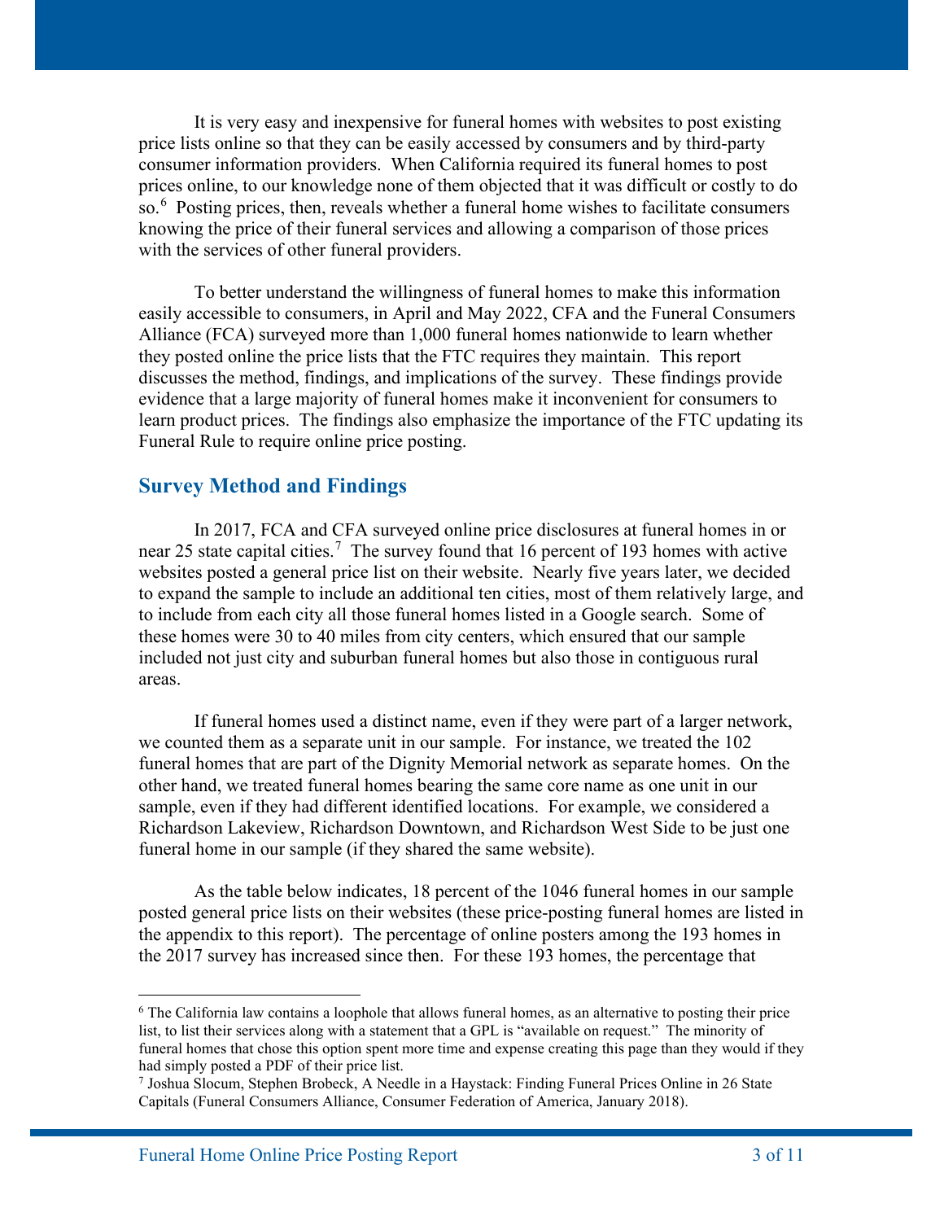It is very easy and inexpensive for funeral homes with websites to post existing price lists online so that they can be easily accessed by consumers and by third-party consumer information providers. When California required its funeral homes to post prices online, to our knowledge none of them objected that it was difficult or costly to do so.[6] Posting prices, then, reveals whether a funeral home wishes to facilitate consumers knowing the price of their funeral services and allowing a comparison of those prices with the services of other funeral providers.

To better understand the willingness of funeral homes to make this information easily accessible to consumers, in April and May 2022, CFA and the Funeral Consumers Alliance (FCA) surveyed more than 1,000 funeral homes nationwide to learn whether they posted online the price lists that the FTC requires they maintain. This report discusses the method, findings, and implications of the survey. These findings provide evidence that a large majority of funeral homes make it inconvenient for consumers to learn product prices. The findings also emphasize the importance of the FTC updating its Funeral Rule to require online price posting.

## Survey Method and Findings

In 2017, FCA and CFA surveyed online price disclosures at funeral homes in or near 25 state capital cities.[7] The survey found that 16 percent of 193 homes with active websites posted a general price list on their website. Nearly five years later, we decided to expand the sample to include an additional ten cities, most of them relatively large, and to include from each city all those funeral homes listed in a Google search. Some of these homes were 30 to 40 miles from city centers, which ensured that our sample included not just city and suburban funeral homes but also those in contiguous rural areas.

If funeral homes used a distinct name, even if they were part of a larger network, we counted them as a separate unit in our sample. For instance, we treated the 102 funeral homes that are part of the Dignity Memorial network as separate homes. On the other hand, we treated funeral homes bearing the same core name as one unit in our sample, even if they had different identified locations. For example, we considered a Richardson Lakeview, Richardson Downtown, and Richardson West Side to be just one funeral home in our sample (if they shared the same website).

As the table below indicates, 18 percent of the 1046 funeral homes in our sample posted general price lists on their websites (these price-posting funeral homes are listed in the appendix to this report). The percentage of online posters among the 193 homes in the 2017 survey has increased since then. For these 193 homes, the percentage that

---

[6] The California law contains a loophole that allows funeral homes, as an alternative to posting their price list, to list their services along with a statement that a GPL is "available on request." The minority of funeral homes that chose this option spent more time and expense creating this page than they would if they had simply posted a PDF of their price list.

[7] Joshua Slocum, Stephen Brobeck, A Needle in a Haystack: Finding Funeral Prices Online in 26 State Capitals (Funeral Consumers Alliance, Consumer Federation of America, January 2018).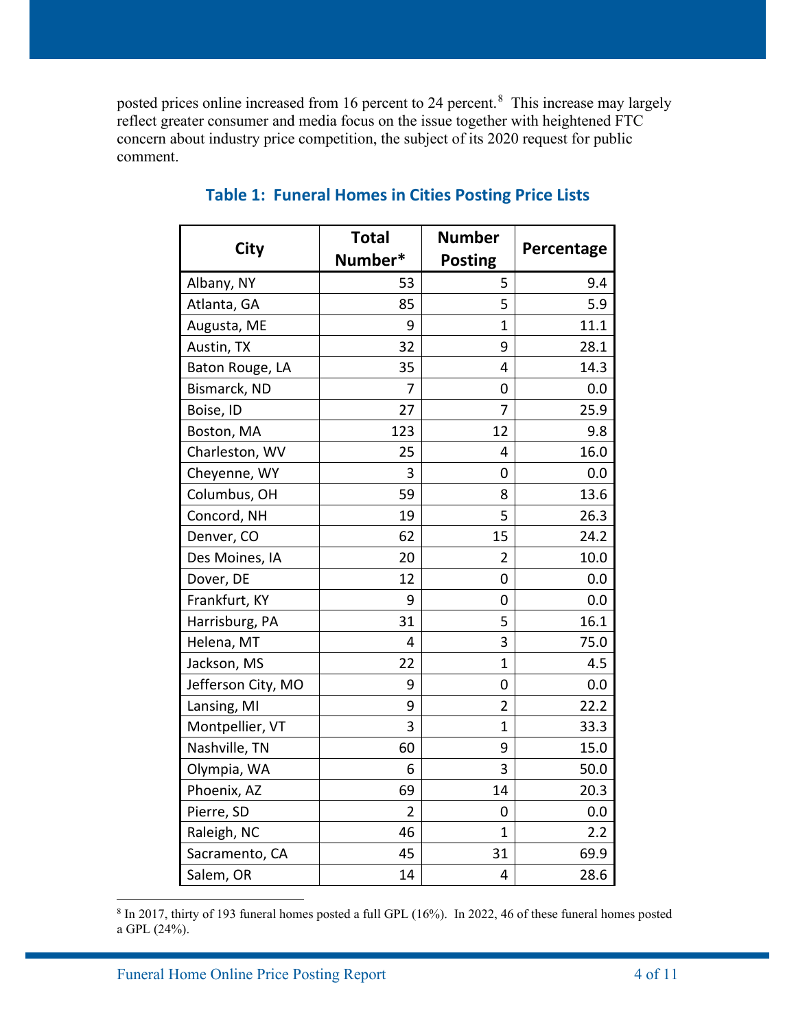posted prices online increased from 16 percent to 24 percent.[8] This increase may largely reflect greater consumer and media focus on the issue together with heightened FTC concern about industry price competition, the subject of its 2020 request for public comment.

### Table 1: Funeral Homes in Cities Posting Price Lists

| City | Total Number* | Number Posting | Percentage |
|---|---|---|---|
| Albany, NY | 53 | 5 | 9.4 |
| Atlanta, GA | 85 | 5 | 5.9 |
| Augusta, ME | 9 | 1 | 11.1 |
| Austin, TX | 32 | 9 | 28.1 |
| Baton Rouge, LA | 35 | 4 | 14.3 |
| Bismarck, ND | 7 | 0 | 0.0 |
| Boise, ID | 27 | 7 | 25.9 |
| Boston, MA | 123 | 12 | 9.8 |
| Charleston, WV | 25 | 4 | 16.0 |
| Cheyenne, WY | 3 | 0 | 0.0 |
| Columbus, OH | 59 | 8 | 13.6 |
| Concord, NH | 19 | 5 | 26.3 |
| Denver, CO | 62 | 15 | 24.2 |
| Des Moines, IA | 20 | 2 | 10.0 |
| Dover, DE | 12 | 0 | 0.0 |
| Frankfurt, KY | 9 | 0 | 0.0 |
| Harrisburg, PA | 31 | 5 | 16.1 |
| Helena, MT | 4 | 3 | 75.0 |
| Jackson, MS | 22 | 1 | 4.5 |
| Jefferson City, MO | 9 | 0 | 0.0 |
| Lansing, MI | 9 | 2 | 22.2 |
| Montpellier, VT | 3 | 1 | 33.3 |
| Nashville, TN | 60 | 9 | 15.0 |
| Olympia, WA | 6 | 3 | 50.0 |
| Phoenix, AZ | 69 | 14 | 20.3 |
| Pierre, SD | 2 | 0 | 0.0 |
| Raleigh, NC | 46 | 1 | 2.2 |
| Sacramento, CA | 45 | 31 | 69.9 |
| Salem, OR | 14 | 4 | 28.6 |

---

[8] In 2017, thirty of 193 funeral homes posted a full GPL (16%). In 2022, 46 of these funeral homes posted a GPL (24%).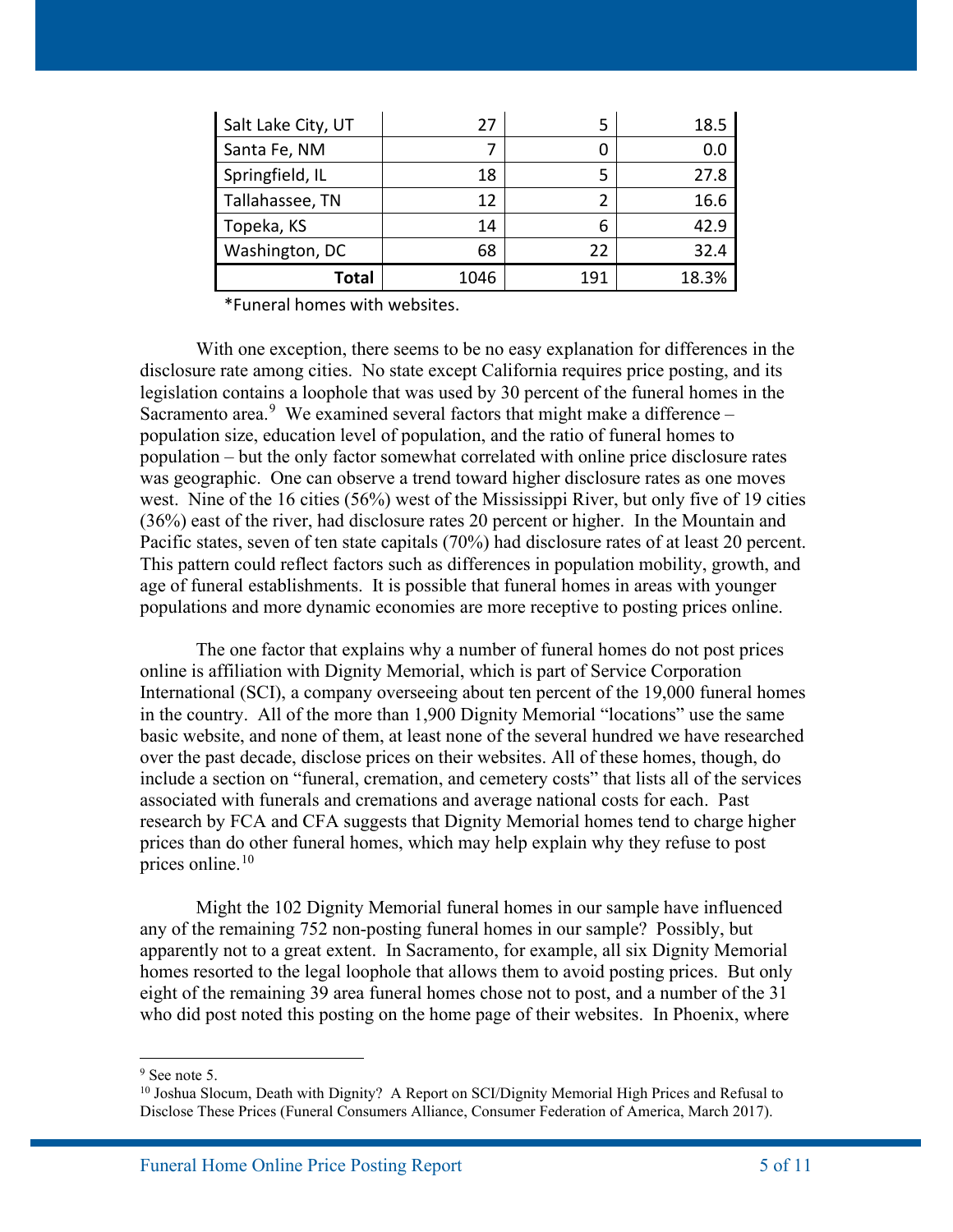| | | | |
|---|---|---|---|
| Salt Lake City, UT | 27 | 5 | 18.5 |
| Santa Fe, NM | 7 | 0 | 0.0 |
| Springfield, IL | 18 | 5 | 27.8 |
| Tallahassee, TN | 12 | 2 | 16.6 |
| Topeka, KS | 14 | 6 | 42.9 |
| Washington, DC | 68 | 22 | 32.4 |
| **Total** | 1046 | 191 | 18.3% |

*Funeral homes with websites.

With one exception, there seems to be no easy explanation for differences in the disclosure rate among cities. No state except California requires price posting, and its legislation contains a loophole that was used by 30 percent of the funeral homes in the Sacramento area.[9] We examined several factors that might make a difference – population size, education level of population, and the ratio of funeral homes to population – but the only factor somewhat correlated with online price disclosure rates was geographic. One can observe a trend toward higher disclosure rates as one moves west. Nine of the 16 cities (56%) west of the Mississippi River, but only five of 19 cities (36%) east of the river, had disclosure rates 20 percent or higher. In the Mountain and Pacific states, seven of ten state capitals (70%) had disclosure rates of at least 20 percent. This pattern could reflect factors such as differences in population mobility, growth, and age of funeral establishments. It is possible that funeral homes in areas with younger populations and more dynamic economies are more receptive to posting prices online.

The one factor that explains why a number of funeral homes do not post prices online is affiliation with Dignity Memorial, which is part of Service Corporation International (SCI), a company overseeing about ten percent of the 19,000 funeral homes in the country. All of the more than 1,900 Dignity Memorial "locations" use the same basic website, and none of them, at least none of the several hundred we have researched over the past decade, disclose prices on their websites. All of these homes, though, do include a section on "funeral, cremation, and cemetery costs" that lists all of the services associated with funerals and cremations and average national costs for each. Past research by FCA and CFA suggests that Dignity Memorial homes tend to charge higher prices than do other funeral homes, which may help explain why they refuse to post prices online.[10]

Might the 102 Dignity Memorial funeral homes in our sample have influenced any of the remaining 752 non-posting funeral homes in our sample? Possibly, but apparently not to a great extent. In Sacramento, for example, all six Dignity Memorial homes resorted to the legal loophole that allows them to avoid posting prices. But only eight of the remaining 39 area funeral homes chose not to post, and a number of the 31 who did post noted this posting on the home page of their websites. In Phoenix, where

---

[9] See note 5.

[10] Joshua Slocum, Death with Dignity? A Report on SCI/Dignity Memorial High Prices and Refusal to Disclose These Prices (Funeral Consumers Alliance, Consumer Federation of America, March 2017).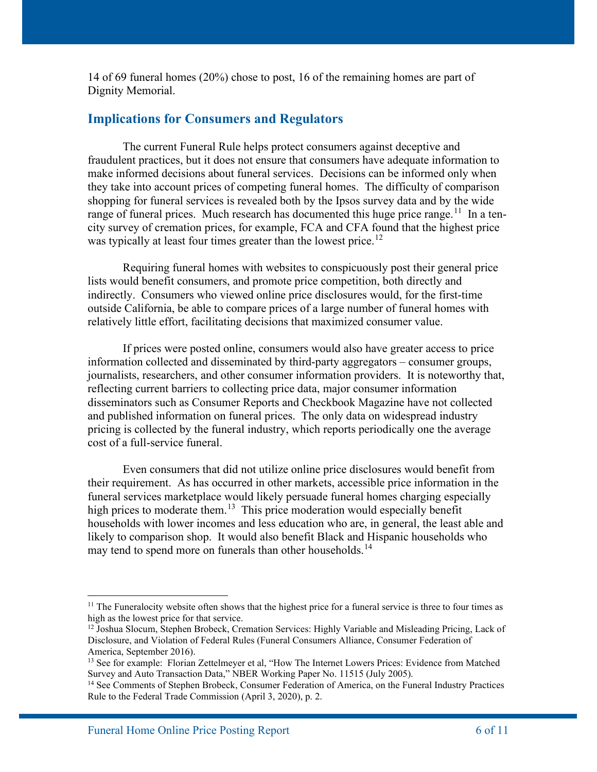14 of 69 funeral homes (20%) chose to post, 16 of the remaining homes are part of Dignity Memorial.

## Implications for Consumers and Regulators

The current Funeral Rule helps protect consumers against deceptive and fraudulent practices, but it does not ensure that consumers have adequate information to make informed decisions about funeral services. Decisions can be informed only when they take into account prices of competing funeral homes. The difficulty of comparison shopping for funeral services is revealed both by the Ipsos survey data and by the wide range of funeral prices. Much research has documented this huge price range.[11] In a ten-city survey of cremation prices, for example, FCA and CFA found that the highest price was typically at least four times greater than the lowest price.[12]

Requiring funeral homes with websites to conspicuously post their general price lists would benefit consumers, and promote price competition, both directly and indirectly. Consumers who viewed online price disclosures would, for the first-time outside California, be able to compare prices of a large number of funeral homes with relatively little effort, facilitating decisions that maximized consumer value.

If prices were posted online, consumers would also have greater access to price information collected and disseminated by third-party aggregators – consumer groups, journalists, researchers, and other consumer information providers. It is noteworthy that, reflecting current barriers to collecting price data, major consumer information disseminators such as Consumer Reports and Checkbook Magazine have not collected and published information on funeral prices. The only data on widespread industry pricing is collected by the funeral industry, which reports periodically one the average cost of a full-service funeral.

Even consumers that did not utilize online price disclosures would benefit from their requirement. As has occurred in other markets, accessible price information in the funeral services marketplace would likely persuade funeral homes charging especially high prices to moderate them.[13] This price moderation would especially benefit households with lower incomes and less education who are, in general, the least able and likely to comparison shop. It would also benefit Black and Hispanic households who may tend to spend more on funerals than other households.[14]

---

[11] The Funeralocity website often shows that the highest price for a funeral service is three to four times as high as the lowest price for that service.

[12] Joshua Slocum, Stephen Brobeck, Cremation Services: Highly Variable and Misleading Pricing, Lack of Disclosure, and Violation of Federal Rules (Funeral Consumers Alliance, Consumer Federation of America, September 2016).

[13] See for example: Florian Zettelmeyer et al, "How The Internet Lowers Prices: Evidence from Matched Survey and Auto Transaction Data," NBER Working Paper No. 11515 (July 2005).

[14] See Comments of Stephen Brobeck, Consumer Federation of America, on the Funeral Industry Practices Rule to the Federal Trade Commission (April 3, 2020), p. 2.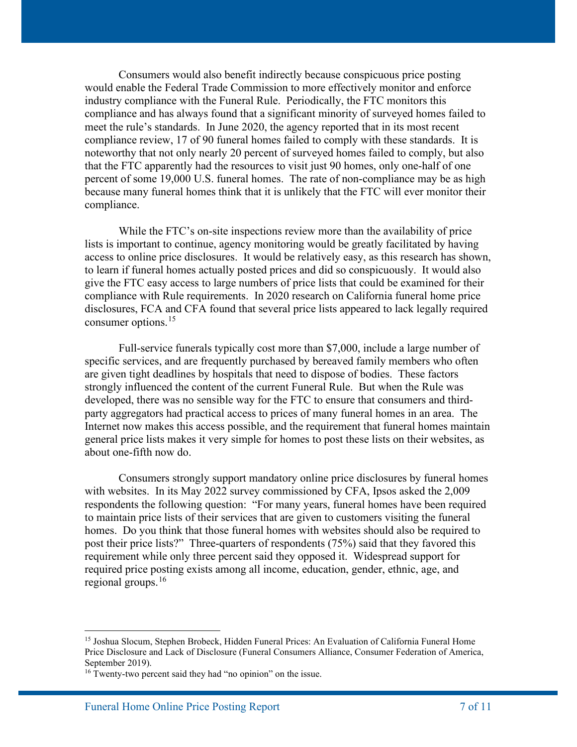Consumers would also benefit indirectly because conspicuous price posting would enable the Federal Trade Commission to more effectively monitor and enforce industry compliance with the Funeral Rule. Periodically, the FTC monitors this compliance and has always found that a significant minority of surveyed homes failed to meet the rule's standards. In June 2020, the agency reported that in its most recent compliance review, 17 of 90 funeral homes failed to comply with these standards. It is noteworthy that not only nearly 20 percent of surveyed homes failed to comply, but also that the FTC apparently had the resources to visit just 90 homes, only one-half of one percent of some 19,000 U.S. funeral homes. The rate of non-compliance may be as high because many funeral homes think that it is unlikely that the FTC will ever monitor their compliance.

While the FTC's on-site inspections review more than the availability of price lists is important to continue, agency monitoring would be greatly facilitated by having access to online price disclosures. It would be relatively easy, as this research has shown, to learn if funeral homes actually posted prices and did so conspicuously. It would also give the FTC easy access to large numbers of price lists that could be examined for their compliance with Rule requirements. In 2020 research on California funeral home price disclosures, FCA and CFA found that several price lists appeared to lack legally required consumer options.[15]

Full-service funerals typically cost more than $7,000, include a large number of specific services, and are frequently purchased by bereaved family members who often are given tight deadlines by hospitals that need to dispose of bodies. These factors strongly influenced the content of the current Funeral Rule. But when the Rule was developed, there was no sensible way for the FTC to ensure that consumers and third-party aggregators had practical access to prices of many funeral homes in an area. The Internet now makes this access possible, and the requirement that funeral homes maintain general price lists makes it very simple for homes to post these lists on their websites, as about one-fifth now do.

Consumers strongly support mandatory online price disclosures by funeral homes with websites. In its May 2022 survey commissioned by CFA, Ipsos asked the 2,009 respondents the following question: "For many years, funeral homes have been required to maintain price lists of their services that are given to customers visiting the funeral homes. Do you think that those funeral homes with websites should also be required to post their price lists?" Three-quarters of respondents (75%) said that they favored this requirement while only three percent said they opposed it. Widespread support for required price posting exists among all income, education, gender, ethnic, age, and regional groups.[16]

---

[15] Joshua Slocum, Stephen Brobeck, Hidden Funeral Prices: An Evaluation of California Funeral Home Price Disclosure and Lack of Disclosure (Funeral Consumers Alliance, Consumer Federation of America, September 2019).

[16] Twenty-two percent said they had "no opinion" on the issue.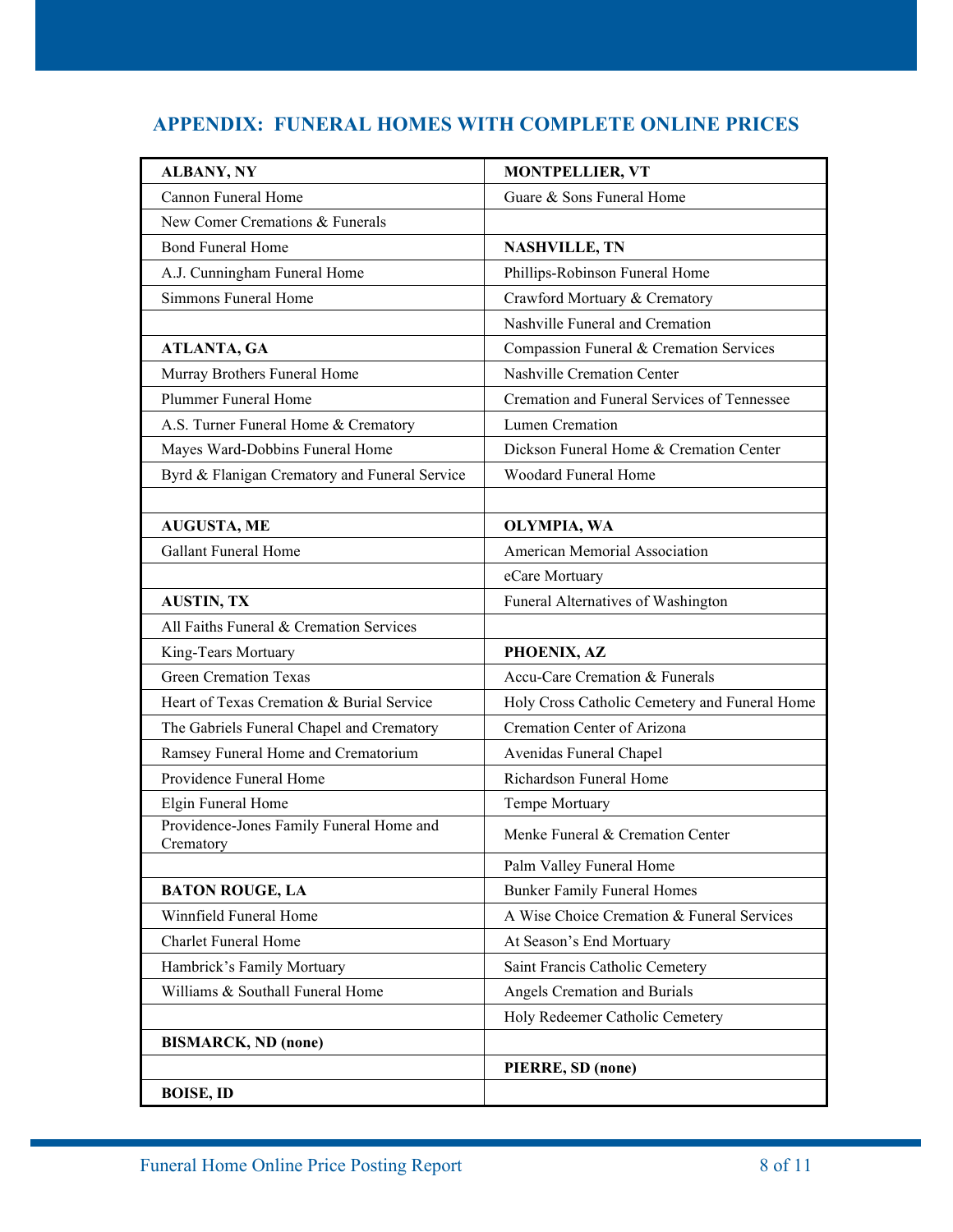## APPENDIX: FUNERAL HOMES WITH COMPLETE ONLINE PRICES

| **ALBANY, NY** | **MONTPELLIER, VT** |
|---|---|
| Cannon Funeral Home | Guare & Sons Funeral Home |
| New Comer Cremations & Funerals | |
| Bond Funeral Home | **NASHVILLE, TN** |
| A.J. Cunningham Funeral Home | Phillips-Robinson Funeral Home |
| Simmons Funeral Home | Crawford Mortuary & Crematory |
| | Nashville Funeral and Cremation |
| **ATLANTA, GA** | Compassion Funeral & Cremation Services |
| Murray Brothers Funeral Home | Nashville Cremation Center |
| Plummer Funeral Home | Cremation and Funeral Services of Tennessee |
| A.S. Turner Funeral Home & Crematory | Lumen Cremation |
| Mayes Ward-Dobbins Funeral Home | Dickson Funeral Home & Cremation Center |
| Byrd & Flanigan Crematory and Funeral Service | Woodard Funeral Home |
| | |
| **AUGUSTA, ME** | **OLYMPIA, WA** |
| Gallant Funeral Home | American Memorial Association |
| | eCare Mortuary |
| **AUSTIN, TX** | Funeral Alternatives of Washington |
| All Faiths Funeral & Cremation Services | |
| King-Tears Mortuary | **PHOENIX, AZ** |
| Green Cremation Texas | Accu-Care Cremation & Funerals |
| Heart of Texas Cremation & Burial Service | Holy Cross Catholic Cemetery and Funeral Home |
| The Gabriels Funeral Chapel and Crematory | Cremation Center of Arizona |
| Ramsey Funeral Home and Crematorium | Avenidas Funeral Chapel |
| Providence Funeral Home | Richardson Funeral Home |
| Elgin Funeral Home | Tempe Mortuary |
| Providence-Jones Family Funeral Home and Crematory | Menke Funeral & Cremation Center |
| | Palm Valley Funeral Home |
| **BATON ROUGE, LA** | Bunker Family Funeral Homes |
| Winnfield Funeral Home | A Wise Choice Cremation & Funeral Services |
| Charlet Funeral Home | At Season's End Mortuary |
| Hambrick's Family Mortuary | Saint Francis Catholic Cemetery |
| Williams & Southall Funeral Home | Angels Cremation and Burials |
| | Holy Redeemer Catholic Cemetery |
| **BISMARCK, ND (none)** | |
| | **PIERRE, SD (none)** |
| **BOISE, ID** | |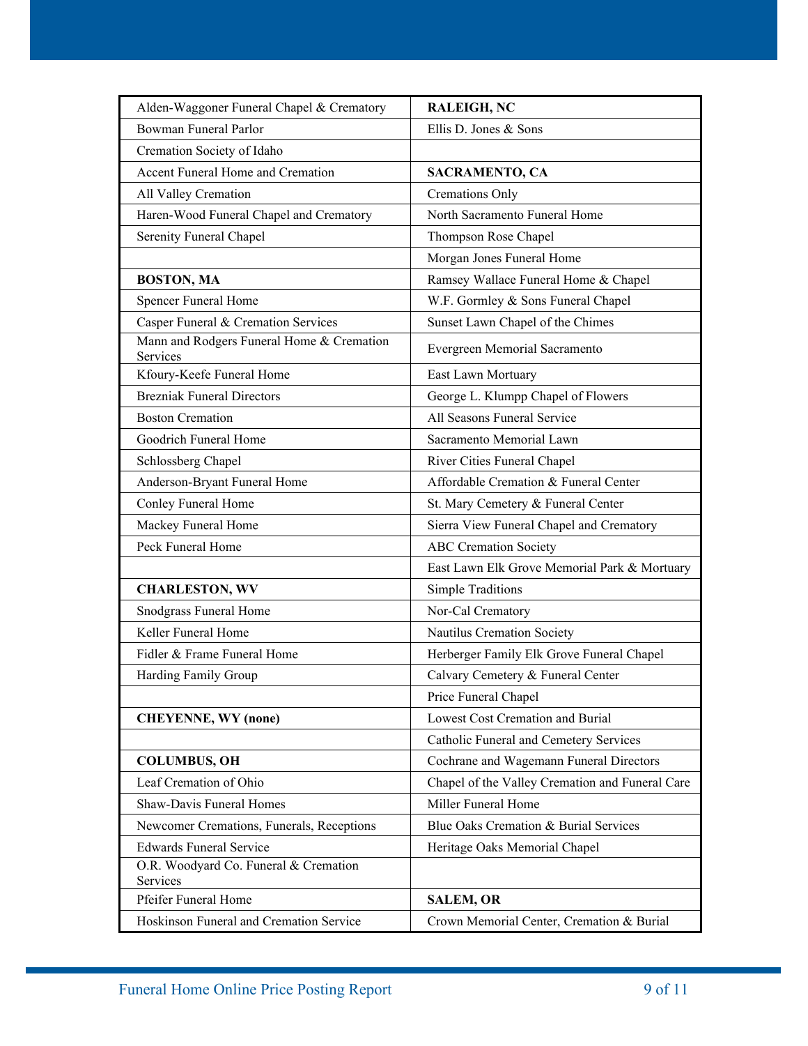| | |
|---|---|
| Alden-Waggoner Funeral Chapel & Crematory | **RALEIGH, NC** |
| Bowman Funeral Parlor | Ellis D. Jones & Sons |
| Cremation Society of Idaho | |
| Accent Funeral Home and Cremation | **SACRAMENTO, CA** |
| All Valley Cremation | Cremations Only |
| Haren-Wood Funeral Chapel and Crematory | North Sacramento Funeral Home |
| Serenity Funeral Chapel | Thompson Rose Chapel |
| | Morgan Jones Funeral Home |
| **BOSTON, MA** | Ramsey Wallace Funeral Home & Chapel |
| Spencer Funeral Home | W.F. Gormley & Sons Funeral Chapel |
| Casper Funeral & Cremation Services | Sunset Lawn Chapel of the Chimes |
| Mann and Rodgers Funeral Home & Cremation Services | Evergreen Memorial Sacramento |
| Kfoury-Keefe Funeral Home | East Lawn Mortuary |
| Brezniak Funeral Directors | George L. Klumpp Chapel of Flowers |
| Boston Cremation | All Seasons Funeral Service |
| Goodrich Funeral Home | Sacramento Memorial Lawn |
| Schlossberg Chapel | River Cities Funeral Chapel |
| Anderson-Bryant Funeral Home | Affordable Cremation & Funeral Center |
| Conley Funeral Home | St. Mary Cemetery & Funeral Center |
| Mackey Funeral Home | Sierra View Funeral Chapel and Crematory |
| Peck Funeral Home | ABC Cremation Society |
| | East Lawn Elk Grove Memorial Park & Mortuary |
| **CHARLESTON, WV** | Simple Traditions |
| Snodgrass Funeral Home | Nor-Cal Crematory |
| Keller Funeral Home | Nautilus Cremation Society |
| Fidler & Frame Funeral Home | Herberger Family Elk Grove Funeral Chapel |
| Harding Family Group | Calvary Cemetery & Funeral Center |
| | Price Funeral Chapel |
| **CHEYENNE, WY (none)** | Lowest Cost Cremation and Burial |
| | Catholic Funeral and Cemetery Services |
| **COLUMBUS, OH** | Cochrane and Wagemann Funeral Directors |
| Leaf Cremation of Ohio | Chapel of the Valley Cremation and Funeral Care |
| Shaw-Davis Funeral Homes | Miller Funeral Home |
| Newcomer Cremations, Funerals, Receptions | Blue Oaks Cremation & Burial Services |
| Edwards Funeral Service | Heritage Oaks Memorial Chapel |
| O.R. Woodyard Co. Funeral & Cremation Services | |
| Pfeifer Funeral Home | **SALEM, OR** |
| Hoskinson Funeral and Cremation Service | Crown Memorial Center, Cremation & Burial |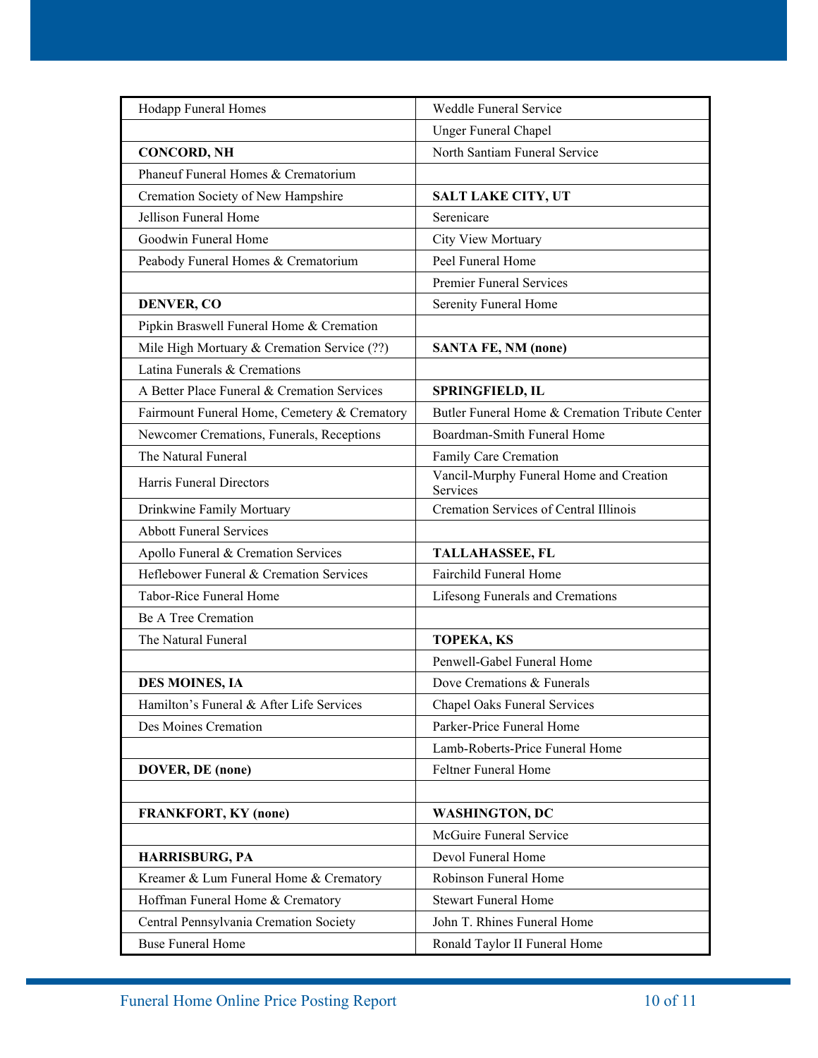| | |
|---|---|
| Hodapp Funeral Homes | Weddle Funeral Service |
| | Unger Funeral Chapel |
| **CONCORD, NH** | North Santiam Funeral Service |
| Phaneuf Funeral Homes & Crematorium | |
| Cremation Society of New Hampshire | **SALT LAKE CITY, UT** |
| Jellison Funeral Home | Serenicare |
| Goodwin Funeral Home | City View Mortuary |
| Peabody Funeral Homes & Crematorium | Peel Funeral Home |
| | Premier Funeral Services |
| **DENVER, CO** | Serenity Funeral Home |
| Pipkin Braswell Funeral Home & Cremation | |
| Mile High Mortuary & Cremation Service (??) | **SANTA FE, NM (none)** |
| Latina Funerals & Cremations | |
| A Better Place Funeral & Cremation Services | **SPRINGFIELD, IL** |
| Fairmount Funeral Home, Cemetery & Crematory | Butler Funeral Home & Cremation Tribute Center |
| Newcomer Cremations, Funerals, Receptions | Boardman-Smith Funeral Home |
| The Natural Funeral | Family Care Cremation |
| Harris Funeral Directors | Vancil-Murphy Funeral Home and Creation Services |
| Drinkwine Family Mortuary | Cremation Services of Central Illinois |
| Abbott Funeral Services | |
| Apollo Funeral & Cremation Services | **TALLAHASSEE, FL** |
| Heflebower Funeral & Cremation Services | Fairchild Funeral Home |
| Tabor-Rice Funeral Home | Lifesong Funerals and Cremations |
| Be A Tree Cremation | |
| The Natural Funeral | **TOPEKA, KS** |
| | Penwell-Gabel Funeral Home |
| **DES MOINES, IA** | Dove Cremations & Funerals |
| Hamilton's Funeral & After Life Services | Chapel Oaks Funeral Services |
| Des Moines Cremation | Parker-Price Funeral Home |
| | Lamb-Roberts-Price Funeral Home |
| **DOVER, DE (none)** | Feltner Funeral Home |
| | |
| **FRANKFORT, KY (none)** | **WASHINGTON, DC** |
| | McGuire Funeral Service |
| **HARRISBURG, PA** | Devol Funeral Home |
| Kreamer & Lum Funeral Home & Crematory | Robinson Funeral Home |
| Hoffman Funeral Home & Crematory | Stewart Funeral Home |
| Central Pennsylvania Cremation Society | John T. Rhines Funeral Home |
| Buse Funeral Home | Ronald Taylor II Funeral Home |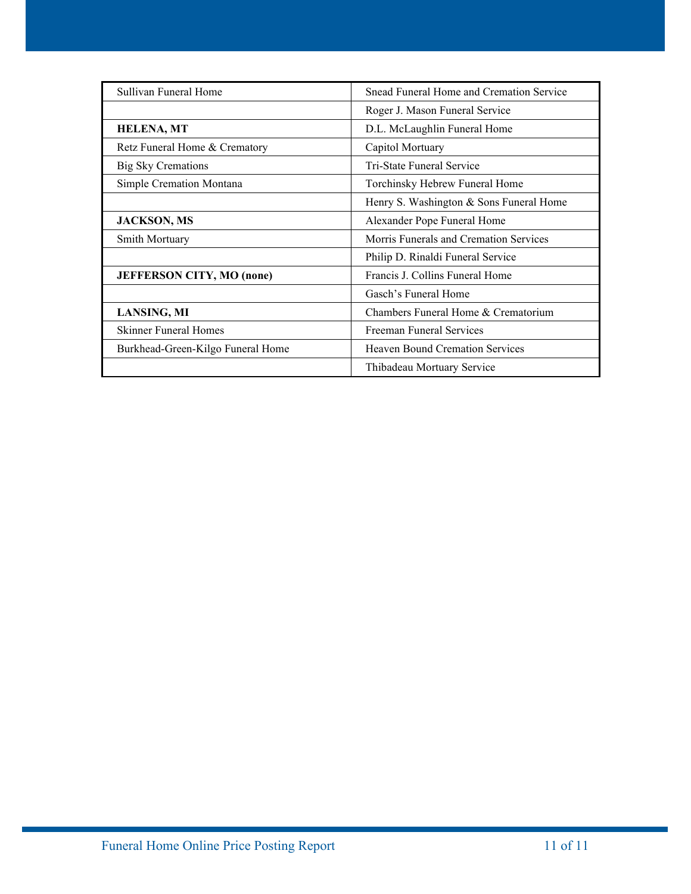| | |
|---|---|
| Sullivan Funeral Home | Snead Funeral Home and Cremation Service |
| | Roger J. Mason Funeral Service |
| **HELENA, MT** | D.L. McLaughlin Funeral Home |
| Retz Funeral Home & Crematory | Capitol Mortuary |
| Big Sky Cremations | Tri-State Funeral Service |
| Simple Cremation Montana | Torchinsky Hebrew Funeral Home |
| | Henry S. Washington & Sons Funeral Home |
| **JACKSON, MS** | Alexander Pope Funeral Home |
| Smith Mortuary | Morris Funerals and Cremation Services |
| | Philip D. Rinaldi Funeral Service |
| **JEFFERSON CITY, MO (none)** | Francis J. Collins Funeral Home |
| | Gasch's Funeral Home |
| **LANSING, MI** | Chambers Funeral Home & Crematorium |
| Skinner Funeral Homes | Freeman Funeral Services |
| Burkhead-Green-Kilgo Funeral Home | Heaven Bound Cremation Services |
| | Thibadeau Mortuary Service |